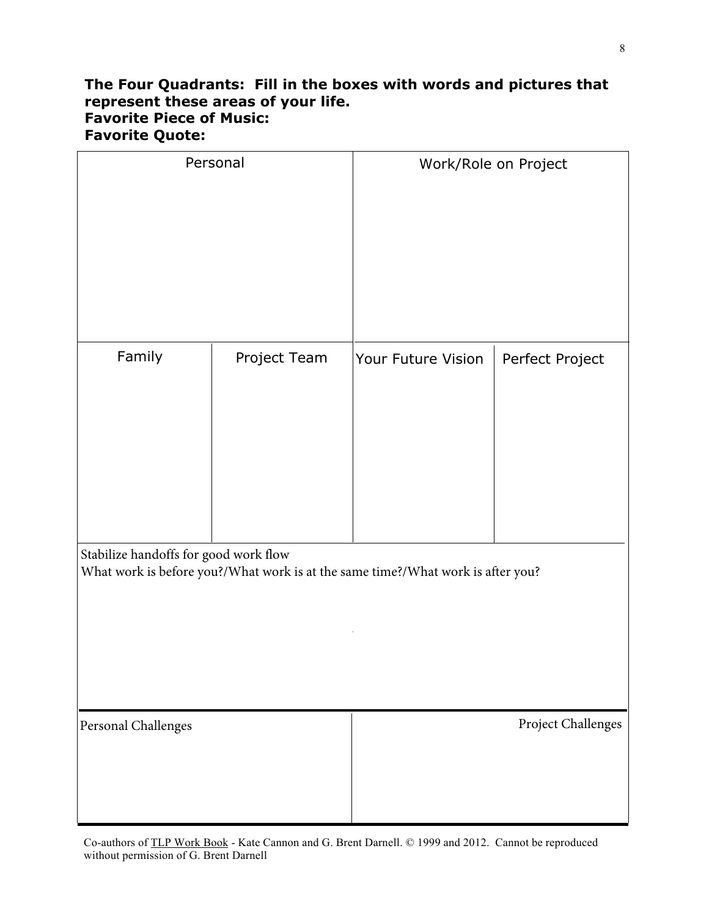**The Four Quadrants: Fill in the boxes with words and pictures that represent these areas of your life.**

**Favorite Piece of Music:**

**Favorite Quote:**

| Personal | | Work/Role on Project | |
|---|---|---|---|
| | | | |
| Family | Project Team | Your Future Vision | Perfect Project |
| | | | |

Stabilize handoffs for good work flow

What work is before you?/What work is at the same time?/What work is after you?

| Personal Challenges | Project Challenges |
|---|---|
| | |

Co-authors of <u>TLP Work Book</u> - Kate Cannon and G. Brent Darnell. © 1999 and 2012. Cannot be reproduced without permission of G. Brent Darnell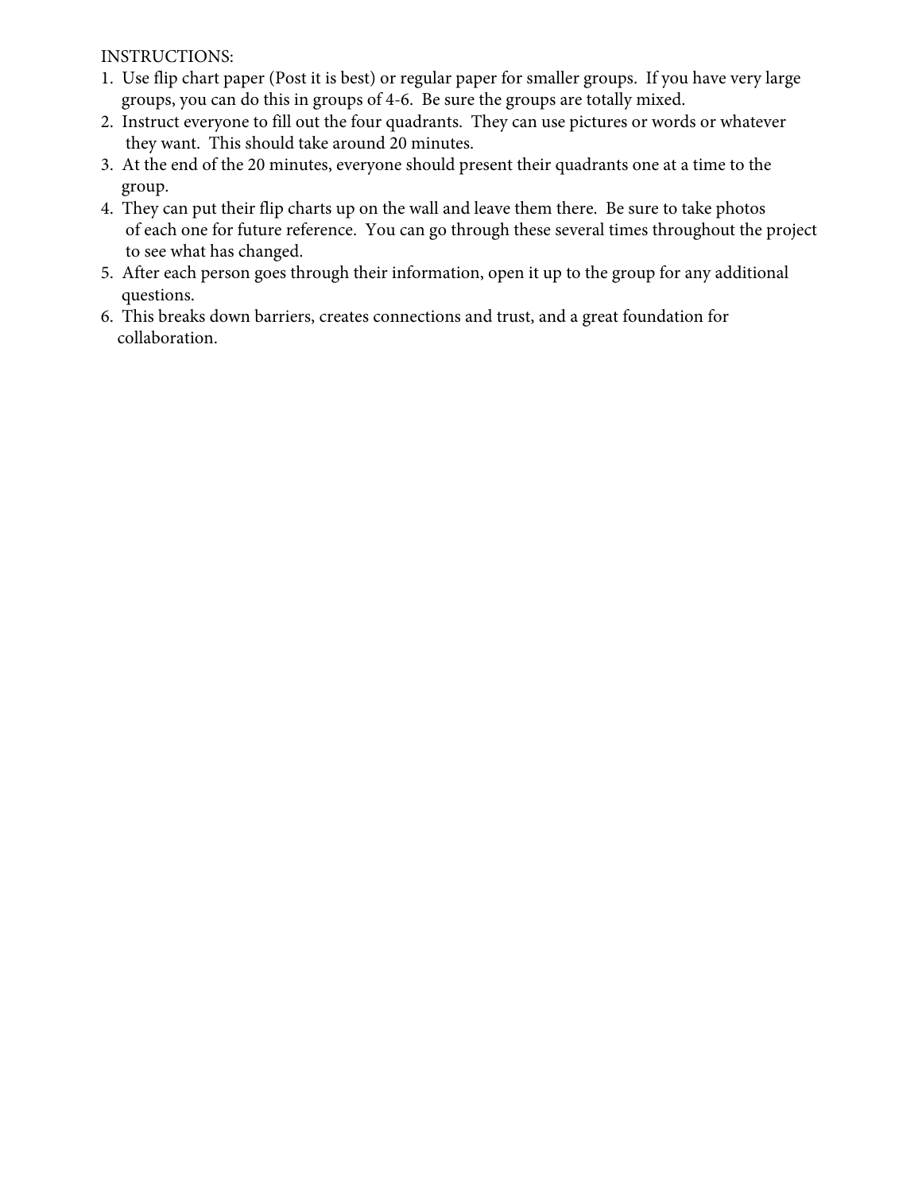INSTRUCTIONS:

1. Use flip chart paper (Post it is best) or regular paper for smaller groups. If you have very large groups, you can do this in groups of 4-6. Be sure the groups are totally mixed.
2. Instruct everyone to fill out the four quadrants. They can use pictures or words or whatever they want. This should take around 20 minutes.
3. At the end of the 20 minutes, everyone should present their quadrants one at a time to the group.
4. They can put their flip charts up on the wall and leave them there. Be sure to take photos of each one for future reference. You can go through these several times throughout the project to see what has changed.
5. After each person goes through their information, open it up to the group for any additional questions.
6. This breaks down barriers, creates connections and trust, and a great foundation for collaboration.